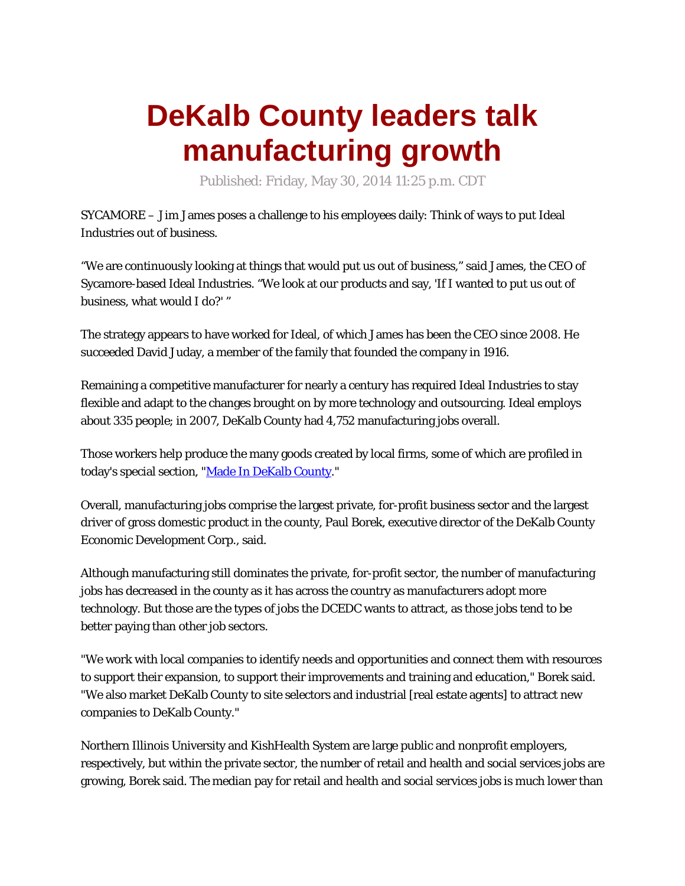# DeKalb County leaders talk manufacturing growth

Published: Friday, May 30, 2014 11:25 p.m. CDT

SYCAMORE – Jim James poses a challenge to his employees daily: Think of ways to put Ideal Industries out of business.

“We are continuously looking at things that would put us out of business,” said James, the CEO of Sycamore-based Ideal Industries. “We look at our products and say, 'If I wanted to put us out of business, what would I do?' ”

The strategy appears to have worked for Ideal, of which James has been the CEO since 2008. He succeeded David Juday, a member of the family that founded the company in 1916.

Remaining a competitive manufacturer for nearly a century has required Ideal Industries to stay flexible and adapt to the changes brought on by more technology and outsourcing. Ideal employs about 335 people; in 2007, DeKalb County had 4,752 manufacturing jobs overall.

Those workers help produce the many goods created by local firms, some of which are profiled in today's special section, "Made In DeKalb County."

Overall, manufacturing jobs comprise the largest private, for-profit business sector and the largest driver of gross domestic product in the county, Paul Borek, executive director of the DeKalb County Economic Development Corp., said.

Although manufacturing still dominates the private, for-profit sector, the number of manufacturing jobs has decreased in the county as it has across the country as manufacturers adopt more technology. But those are the types of jobs the DCEDC wants to attract, as those jobs tend to be better paying than other job sectors.

"We work with local companies to identify needs and opportunities and connect them with resources to support their expansion, to support their improvements and training and education," Borek said. "We also market DeKalb County to site selectors and industrial [real estate agents] to attract new companies to DeKalb County."

Northern Illinois University and KishHealth System are large public and nonprofit employers, respectively, but within the private sector, the number of retail and health and social services jobs are growing, Borek said. The median pay for retail and health and social services jobs is much lower than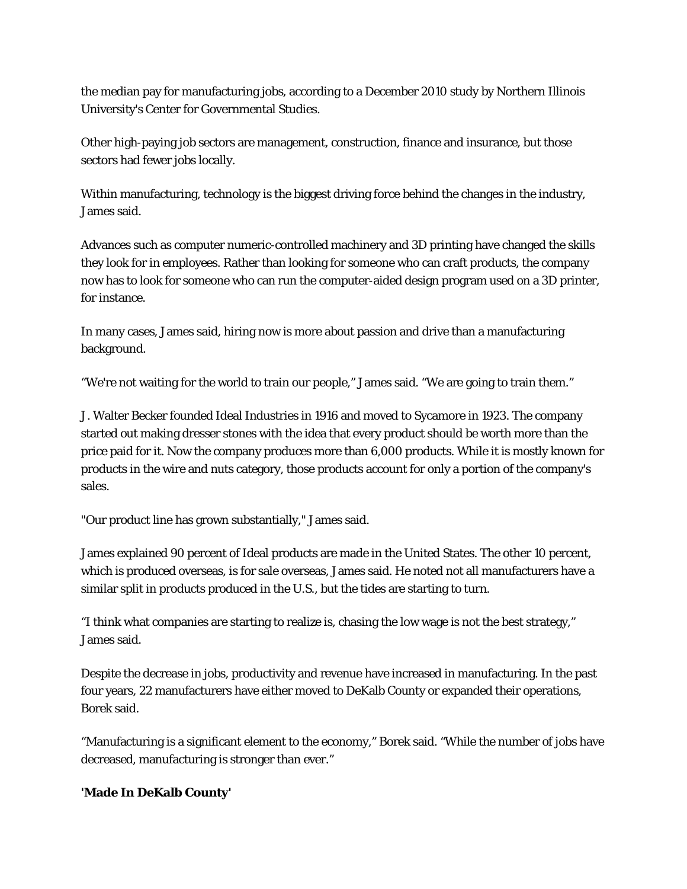the median pay for manufacturing jobs, according to a December 2010 study by Northern Illinois University's Center for Governmental Studies.

Other high-paying job sectors are management, construction, finance and insurance, but those sectors had fewer jobs locally.

Within manufacturing, technology is the biggest driving force behind the changes in the industry, James said.

Advances such as computer numeric-controlled machinery and 3D printing have changed the skills they look for in employees. Rather than looking for someone who can craft products, the company now has to look for someone who can run the computer-aided design program used on a 3D printer, for instance.

In many cases, James said, hiring now is more about passion and drive than a manufacturing background.

“We're not waiting for the world to train our people,” James said. “We are going to train them.”

J. Walter Becker founded Ideal Industries in 1916 and moved to Sycamore in 1923. The company started out making dresser stones with the idea that every product should be worth more than the price paid for it. Now the company produces more than 6,000 products. While it is mostly known for products in the wire and nuts category, those products account for only a portion of the company's sales.

"Our product line has grown substantially," James said.

James explained 90 percent of Ideal products are made in the United States. The other 10 percent, which is produced overseas, is for sale overseas, James said. He noted not all manufacturers have a similar split in products produced in the U.S., but the tides are starting to turn.

“I think what companies are starting to realize is, chasing the low wage is not the best strategy,” James said.

Despite the decrease in jobs, productivity and revenue have increased in manufacturing. In the past four years, 22 manufacturers have either moved to DeKalb County or expanded their operations, Borek said.

“Manufacturing is a significant element to the economy,” Borek said. “While the number of jobs have decreased, manufacturing is stronger than ever.”

**'Made In DeKalb County'**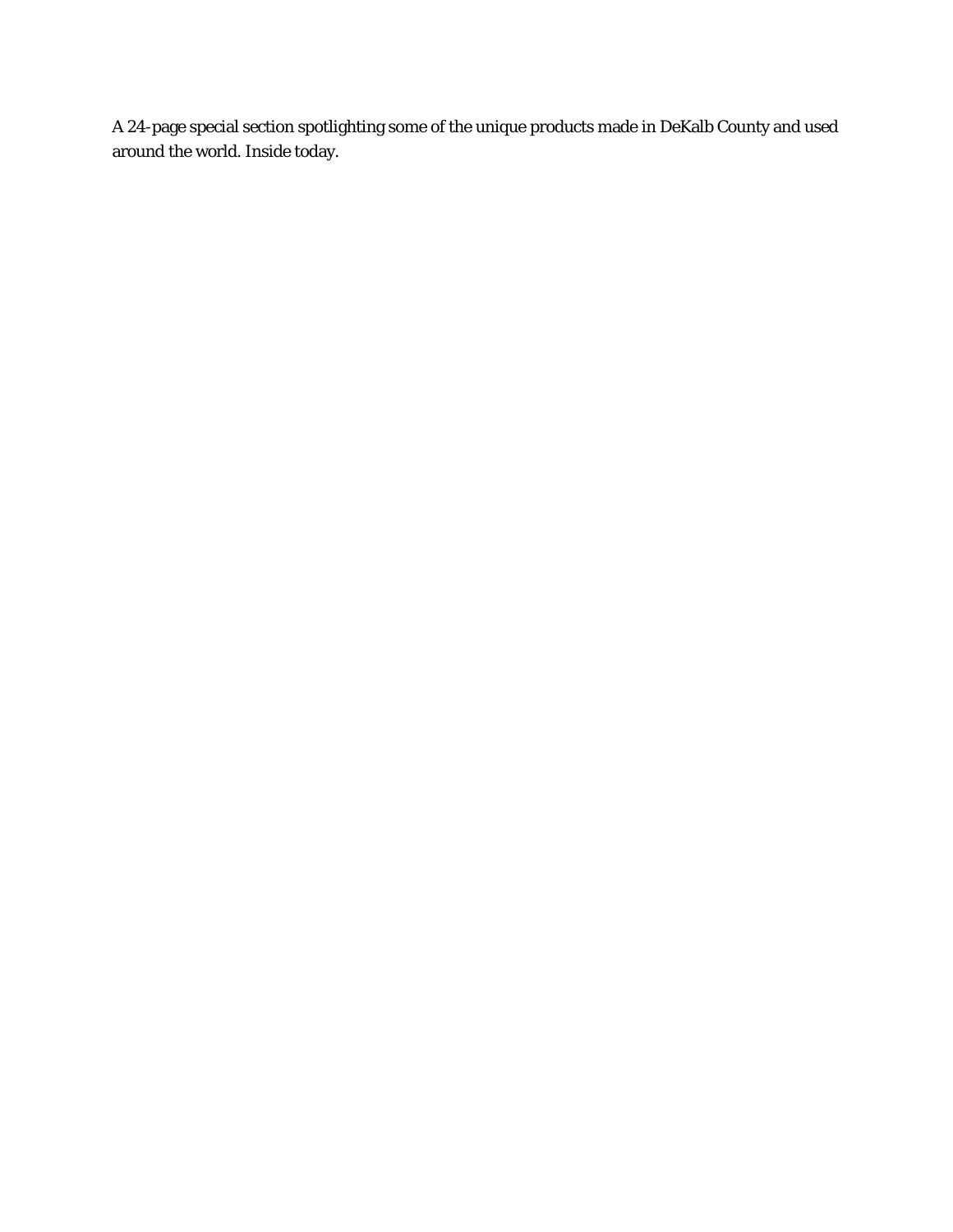A 24-page special section spotlighting some of the unique products made in DeKalb County and used around the world. Inside today.